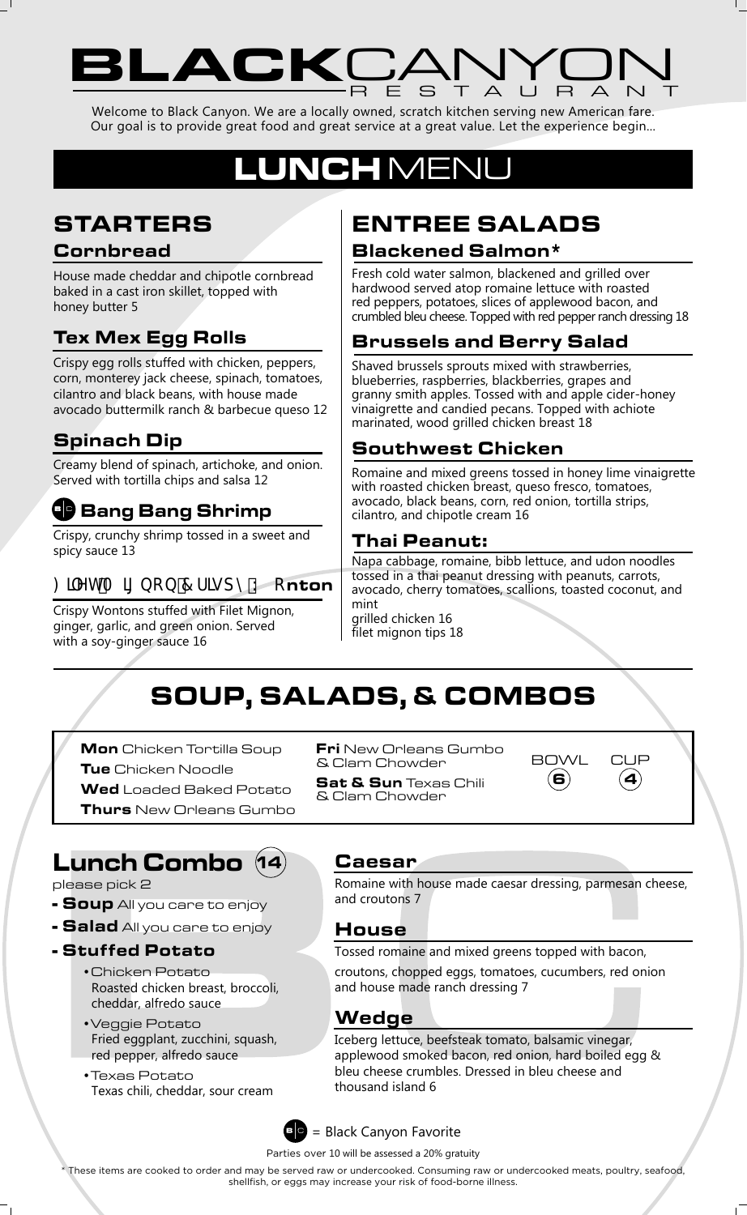# BLACKCANYON
RESTAURANT

Welcome to Black Canyon. We are a locally owned, scratch kitchen serving new American fare. Our goal is to provide great food and great service at a great value. Let the experience begin...

# LUNCH MENU

## STARTERS

### Cornbread

House made cheddar and chipotle cornbread baked in a cast iron skillet, topped with honey butter 5

### Tex Mex Egg Rolls

Crispy egg rolls stuffed with chicken, peppers, corn, monterey jack cheese, spinach, tomatoes, cilantro and black beans, with house made avocado buttermilk ranch & barbecue queso 12

### Spinach Dip

Creamy blend of spinach, artichoke, and onion. Served with tortilla chips and salsa 12

### BC Bang Bang Shrimp

Crispy, crunchy shrimp tossed in a sweet and spicy sauce 13

### Filet Mignon Crispy Wonton

Crispy Wontons stuffed with Filet Mignon, ginger, garlic, and green onion. Served with a soy-ginger sauce 16

## ENTREE SALADS

### Blackened Salmon*

Fresh cold water salmon, blackened and grilled over hardwood served atop romaine lettuce with roasted red peppers, potatoes, slices of applewood bacon, and crumbled bleu cheese. Topped with red pepper ranch dressing 18

### Brussels and Berry Salad

Shaved brussels sprouts mixed with strawberries, blueberries, raspberries, blackberries, grapes and granny smith apples. Tossed with and apple cider-honey vinaigrette and candied pecans. Topped with achiote marinated, wood grilled chicken breast 18

### Southwest Chicken

Romaine and mixed greens tossed in honey lime vinaigrette with roasted chicken breast, queso fresco, tomatoes, avocado, black beans, corn, red onion, tortilla strips, cilantro, and chipotle cream 16

### Thai Peanut:

Napa cabbage, romaine, bibb lettuce, and udon noodles tossed in a thai peanut dressing with peanuts, carrots, avocado, cherry tomatoes, scallions, toasted coconut, and mint

grilled chicken 16

filet mignon tips 18

## SOUP, SALADS, & COMBOS

**Mon** Chicken Tortilla Soup

**Tue** Chicken Noodle

**Wed** Loaded Baked Potato

**Thurs** New Orleans Gumbo

**Fri** New Orleans Gumbo & Clam Chowder

**Sat & Sun** Texas Chili & Clam Chowder

BOWL 6 | CUP 4

### Lunch Combo 14

please pick 2

- **Soup** All you care to enjoy
- **Salad** All you care to enjoy
- **Stuffed Potato**
  - Chicken Potato
    Roasted chicken breast, broccoli, cheddar, alfredo sauce
  - Veggie Potato
    Fried eggplant, zucchini, squash, red pepper, alfredo sauce
  - Texas Potato
    Texas chili, cheddar, sour cream

### Caesar

Romaine with house made caesar dressing, parmesan cheese, and croutons 7

### House

Tossed romaine and mixed greens topped with bacon, croutons, chopped eggs, tomatoes, cucumbers, red onion and house made ranch dressing 7

### Wedge

Iceberg lettuce, beefsteak tomato, balsamic vinegar, applewood smoked bacon, red onion, hard boiled egg & bleu cheese crumbles. Dressed in bleu cheese and thousand island 6

BC = Black Canyon Favorite

Parties over 10 will be assessed a 20% gratuity

* These items are cooked to order and may be served raw or undercooked. Consuming raw or undercooked meats, poultry, seafood, shellfish, or eggs may increase your risk of food-borne illness.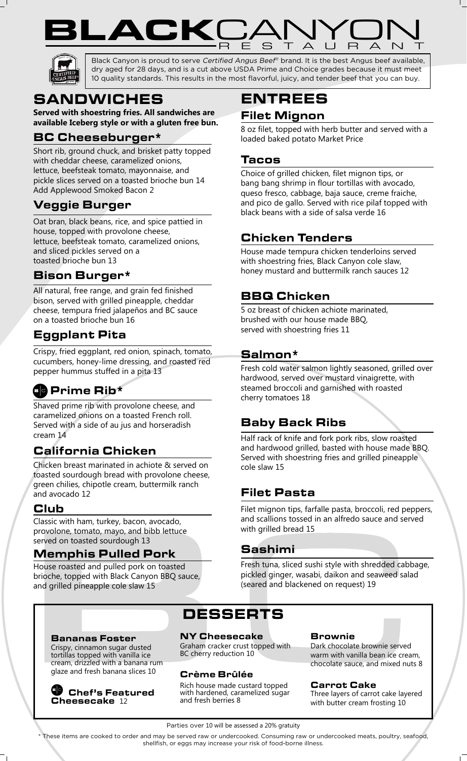# BLACKCANYON RESTAURANT

Black Canyon is proud to serve *Certified Angus Beef*® brand. It is the best Angus beef available, dry aged for 28 days, and is a cut above USDA Prime and Choice grades because it must meet 10 quality standards. This results in the most flavorful, juicy, and tender beef that you can buy.

## SANDWICHES

**Served with shoestring fries. All sandwiches are available Iceberg style or with a gluten free bun.**

### BC Cheeseburger*

Short rib, ground chuck, and brisket patty topped with cheddar cheese, caramelized onions, lettuce, beefsteak tomato, mayonnaise, and pickle slices served on a toasted brioche bun 14
Add Applewood Smoked Bacon 2

### Veggie Burger

Oat bran, black beans, rice, and spice pattied in house, topped with provolone cheese, lettuce, beefsteak tomato, caramelized onions, and sliced pickles served on a toasted brioche bun 13

### Bison Burger*

All natural, free range, and grain fed finished bison, served with grilled pineapple, cheddar cheese, tempura fried jalapeños and BC sauce on a toasted brioche bun 16

### Eggplant Pita

Crispy, fried eggplant, red onion, spinach, tomato, cucumbers, honey-lime dressing, and roasted red pepper hummus stuffed in a pita 13

### BC Prime Rib*

Shaved prime rib with provolone cheese, and caramelized onions on a toasted French roll. Served with a side of au jus and horseradish cream 14

### California Chicken

Chicken breast marinated in achiote & served on toasted sourdough bread with provolone cheese, green chilies, chipotle cream, buttermilk ranch and avocado 12

### Club

Classic with ham, turkey, bacon, avocado, provolone, tomato, mayo, and bibb lettuce served on toasted sourdough 13

### Memphis Pulled Pork

House roasted and pulled pork on toasted brioche, topped with Black Canyon BBQ sauce, and grilled pineapple cole slaw 15

## ENTREES

### Filet Mignon

8 oz filet, topped with herb butter and served with a loaded baked potato Market Price

### Tacos

Choice of grilled chicken, filet mignon tips, or bang bang shrimp in flour tortillas with avocado, queso fresco, cabbage, baja sauce, creme fraiche, and pico de gallo. Served with rice pilaf topped with black beans with a side of salsa verde 16

### Chicken Tenders

House made tempura chicken tenderloins served with shoestring fries, Black Canyon cole slaw, honey mustard and buttermilk ranch sauces 12

### BBQ Chicken

5 oz breast of chicken achiote marinated, brushed with our house made BBQ, served with shoestring fries 11

### Salmon*

Fresh cold water salmon lightly seasoned, grilled over hardwood, served over mustard vinaigrette, with steamed broccoli and garnished with roasted cherry tomatoes 18

### Baby Back Ribs

Half rack of knife and fork pork ribs, slow roasted and hardwood grilled, basted with house made BBQ. Served with shoestring fries and grilled pineapple cole slaw 15

### Filet Pasta

Filet mignon tips, farfalle pasta, broccoli, red peppers, and scallions tossed in an alfredo sauce and served with grilled bread 15

### Sashimi

Fresh tuna, sliced sushi style with shredded cabbage, pickled ginger, wasabi, daikon and seaweed salad (seared and blackened on request) 19

## DESSERTS

### Bananas Foster

Crispy, cinnamon sugar dusted tortillas topped with vanilla ice cream, drizzled with a banana rum glaze and fresh banana slices 10

### BC Chef's Featured Cheesecake 12

### NY Cheesecake

Graham cracker crust topped with BC cherry reduction 10

### Crème Brûlée

Rich house made custard topped with hardened, caramelized sugar and fresh berries 8

### Brownie

Dark chocolate brownie served warm with vanilla bean ice cream, chocolate sauce, and mixed nuts 8

### Carrot Cake

Three layers of carrot cake layered with butter cream frosting 10

Parties over 10 will be assessed a 20% gratuity

* These items are cooked to order and may be served raw or undercooked. Consuming raw or undercooked meats, poultry, seafood, shellfish, or eggs may increase your risk of food-borne illness.